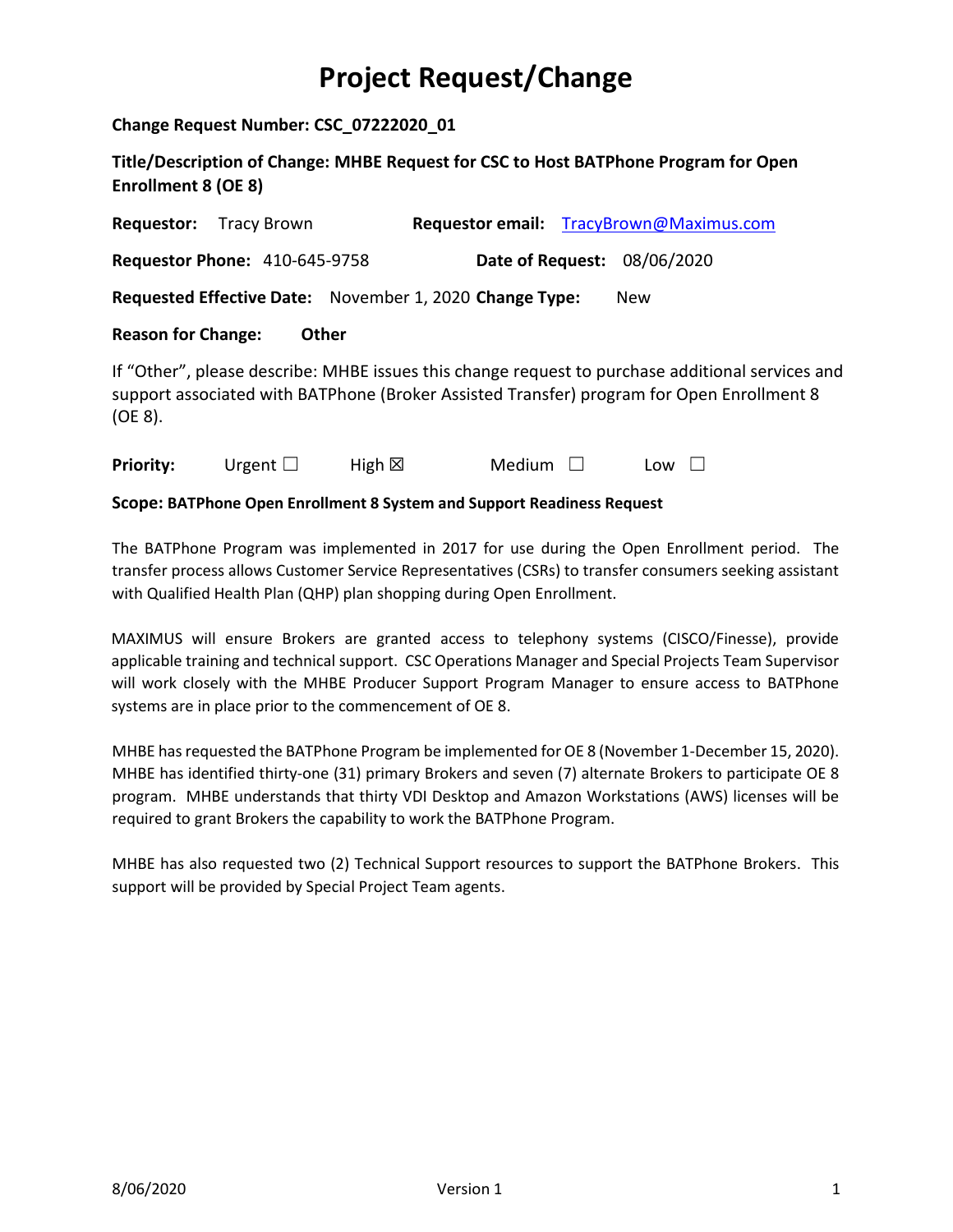# Project Request/Change

**Change Request Number: CSC_07222020_01**

**Title/Description of Change: MHBE Request for CSC to Host BATPhone Program for Open Enrollment 8 (OE 8)**

**Requestor:** Tracy Brown **Requestor email:** TracyBrown@Maximus.com

**Requestor Phone:** 410-645-9758 **Date of Request:** 08/06/2020

**Requested Effective Date:** November 1, 2020 **Change Type:** New

**Reason for Change:** **Other**

If "Other", please describe: MHBE issues this change request to purchase additional services and support associated with BATPhone (Broker Assisted Transfer) program for Open Enrollment 8 (OE 8).

**Priority:** Urgent ☐ High ☒ Medium ☐ Low ☐

**Scope: BATPhone Open Enrollment 8 System and Support Readiness Request**

The BATPhone Program was implemented in 2017 for use during the Open Enrollment period. The transfer process allows Customer Service Representatives (CSRs) to transfer consumers seeking assistant with Qualified Health Plan (QHP) plan shopping during Open Enrollment.

MAXIMUS will ensure Brokers are granted access to telephony systems (CISCO/Finesse), provide applicable training and technical support. CSC Operations Manager and Special Projects Team Supervisor will work closely with the MHBE Producer Support Program Manager to ensure access to BATPhone systems are in place prior to the commencement of OE 8.

MHBE has requested the BATPhone Program be implemented for OE 8 (November 1-December 15, 2020). MHBE has identified thirty-one (31) primary Brokers and seven (7) alternate Brokers to participate OE 8 program. MHBE understands that thirty VDI Desktop and Amazon Workstations (AWS) licenses will be required to grant Brokers the capability to work the BATPhone Program.

MHBE has also requested two (2) Technical Support resources to support the BATPhone Brokers. This support will be provided by Special Project Team agents.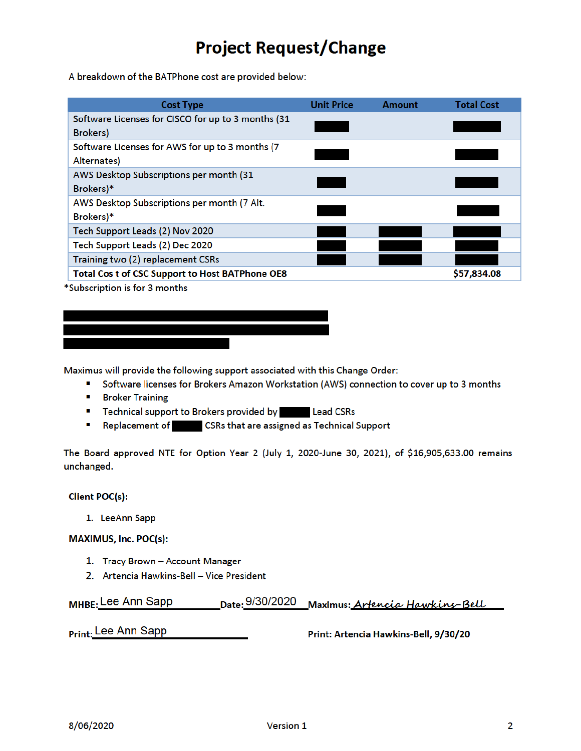# Project Request/Change

A breakdown of the BATPhone cost are provided below:

| Cost Type | Unit Price | Amount | Total Cost |
| --- | --- | --- | --- |
| Software Licenses for CISCO for up to 3 months (31 Brokers) | ████ | | ████ |
| Software Licenses for AWS for up to 3 months (7 Alternates) | ████ | | ████ |
| AWS Desktop Subscriptions per month (31 Brokers)* | ████ | | ████ |
| AWS Desktop Subscriptions per month (7 Alt. Brokers)* | ████ | | ████ |
| Tech Support Leads (2) Nov 2020 | ████ | ████ | ████ |
| Tech Support Leads (2) Dec 2020 | ████ | ████ | ████ |
| Training two (2) replacement CSRs | ████ | ████ | ████ |
| **Total Cos t of CSC Support to Host BATPhone OE8** | | | **$57,834.08** |

*Subscription is for 3 months

████████████████████████████
████████████████████████████
██████████████████

Maximus will provide the following support associated with this Change Order:

- Software licenses for Brokers Amazon Workstation (AWS) connection to cover up to 3 months
- Broker Training
- Technical support to Brokers provided by ████ Lead CSRs
- Replacement of ████ CSRs that are assigned as Technical Support

The Board approved NTE for Option Year 2 (July 1, 2020-June 30, 2021), of $16,905,633.00 remains unchanged.

**Client POC(s):**

1. LeeAnn Sapp

**MAXIMUS, Inc. POC(s):**

1. Tracy Brown – Account Manager
2. Artencia Hawkins-Bell – Vice President

**MHBE:** Lee Ann Sapp **Date:** 9/30/2020 **Maximus:** *Artencia Hawkins-Bell*

**Print:** Lee Ann Sapp **Print: Artencia Hawkins-Bell, 9/30/20**

8/06/2020 Version 1